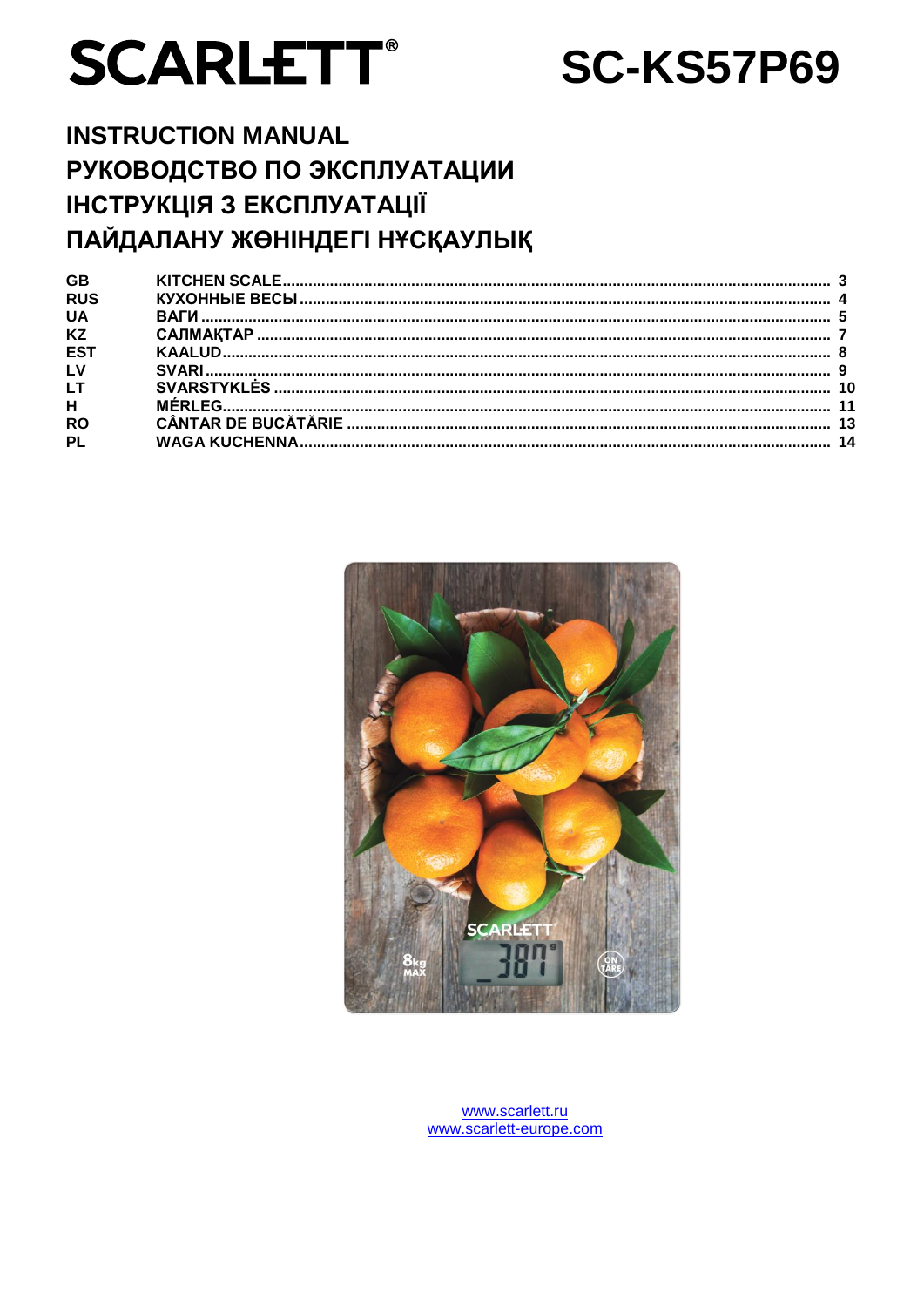# SCARLETT®

# SC-KS57P69

## INSTRUCTION MANUAL
## РУКОВОДСТВО ПО ЭКСПЛУАТАЦИИ
## ІНСТРУКЦІЯ З ЕКСПЛУАТАЦІЇ
## ПАЙДАЛАНУ ЖӨНІНДЕГІ НҰСҚАУЛЫҚ

| | | |
|---|---|---|
| **GB** | **KITCHEN SCALE** | **3** |
| **RUS** | **КУХОННЫЕ ВЕСЫ** | **4** |
| **UA** | **ВАГИ** | **5** |
| **KZ** | **САЛМАҚТАР** | **7** |
| **EST** | **KAALUD** | **8** |
| **LV** | **SVARI** | **9** |
| **LT** | **SVARSTYKLĖS** | **10** |
| **H** | **MÉRLEG** | **11** |
| **RO** | **CÂNTAR DE BUCĂTĂRIE** | **13** |
| **PL** | **WAGA KUCHENNA** | **14** |

www.scarlett.ru
www.scarlett-europe.com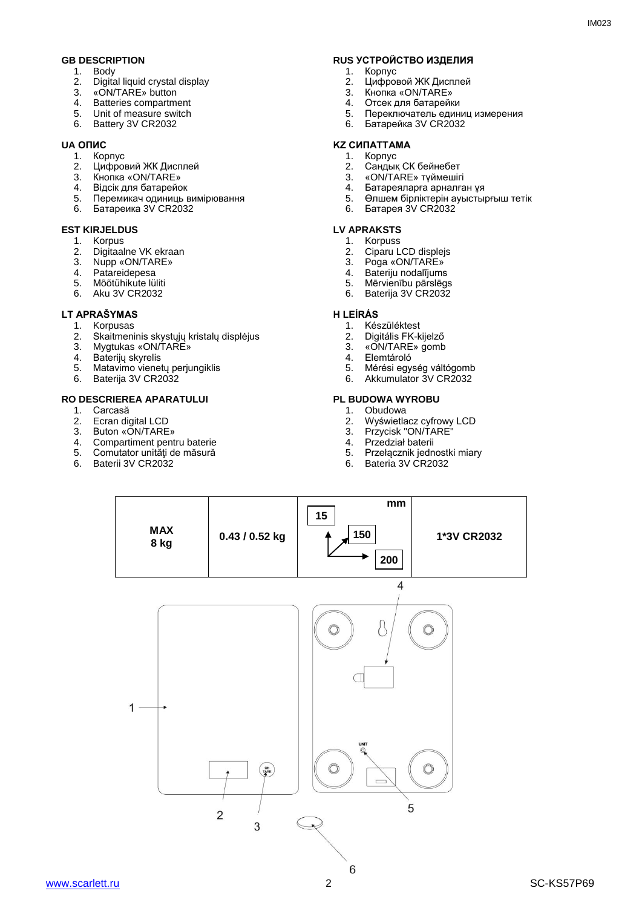## GB DESCRIPTION

1. Body
2. Digital liquid crystal display
3. «ON/TARE» button
4. Batteries compartment
5. Unit of measure switch
6. Battery 3V CR2032

## RUS УСТРОЙСТВО ИЗДЕЛИЯ

1. Корпус
2. Цифровой ЖК Дисплей
3. Кнопка «ON/TARE»
4. Отсек для батарейки
5. Переключатель единиц измерения
6. Батарейка 3V CR2032

## UA ОПИС

1. Корпус
2. Цифровий ЖК Дисплей
3. Кнопка «ON/TARE»
4. Відсік для батарейок
5. Перемикач одиниць вимірювання
6. Батареика 3V CR2032

## KZ СИПАТТАМА

1. Корпус
2. Сандық СК бейнебет
3. «ON/TARE» түймешігі
4. Батареяларға арналған ұя
5. Өлшем бірліктерін ауыстырғыш тетік
6. Батарея 3V CR2032

## EST KIRJELDUS

1. Korpus
2. Digitaalne VK ekraan
3. Nupp «ON/TARE»
4. Patareidepesa
5. Mõõtühikute lüliti
6. Aku 3V CR2032

## LV APRAKSTS

1. Korpuss
2. Ciparu LCD displejs
3. Poga «ON/TARE»
4. Bateriju nodalījums
5. Mērvienību pārslēgs
6. Baterija 3V CR2032

## LT APRAŠYMAS

1. Korpusas
2. Skaitmeninis skystųjų kristalų displėjus
3. Mygtukas «ON/TARE»
4. Baterijų skyrelis
5. Matavimo vienetų perjungiklis
6. Baterija 3V CR2032

## H LEÍRÁS

1. Készüléktest
2. Digitális FK-kijelző
3. «ON/TARE» gomb
4. Elemtároló
5. Mérési egység váltógomb
6. Akkumulator 3V CR2032

## RO DESCRIEREA APARATULUI

1. Carcasă
2. Ecran digital LCD
3. Buton «ON/TARE»
4. Compartiment pentru baterie
5. Comutator unităţi de măsură
6. Baterii 3V CR2032

## PL BUDOWA WYROBU

1. Obudowa
2. Wyświetlacz cyfrowy LCD
3. Przycisk "ON/TARE"
4. Przedział baterii
5. Przełącznik jednostki miary
6. Bateria 3V CR2032

| MAX 8 kg | 0.43 / 0.52 kg | mm: 15 / 150 / 200 | 1*3V CR2032 |
|---|---|---|---|

1 2 3 4 5 6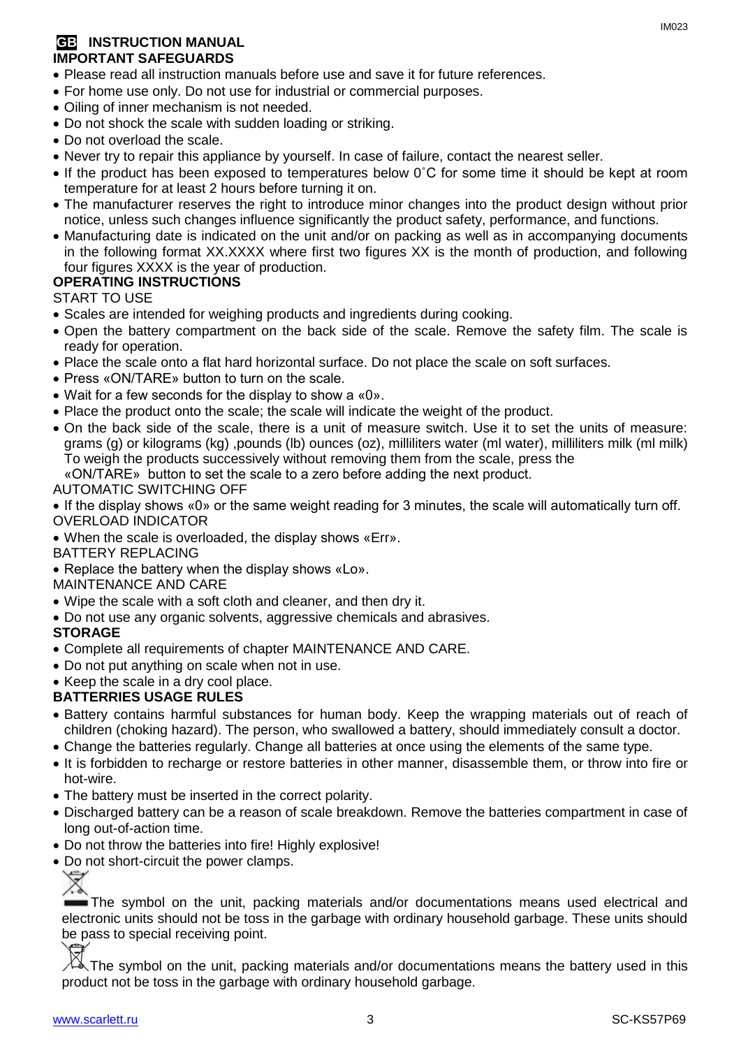## GB INSTRUCTION MANUAL

### IMPORTANT SAFEGUARDS

- Please read all instruction manuals before use and save it for future references.
- For home use only. Do not use for industrial or commercial purposes.
- Oiling of inner mechanism is not needed.
- Do not shock the scale with sudden loading or striking.
- Do not overload the scale.
- Never try to repair this appliance by yourself. In case of failure, contact the nearest seller.
- If the product has been exposed to temperatures below 0˚C for some time it should be kept at room temperature for at least 2 hours before turning it on.
- The manufacturer reserves the right to introduce minor changes into the product design without prior notice, unless such changes influence significantly the product safety, performance, and functions.
- Manufacturing date is indicated on the unit and/or on packing as well as in accompanying documents in the following format XX.XXXX where first two figures XX is the month of production, and following four figures XXXX is the year of production.

### OPERATING INSTRUCTIONS

START TO USE

- Scales are intended for weighing products and ingredients during cooking.
- Open the battery compartment on the back side of the scale. Remove the safety film. The scale is ready for operation.
- Place the scale onto a flat hard horizontal surface. Do not place the scale on soft surfaces.
- Press «ON/TARE» button to turn on the scale.
- Wait for a few seconds for the display to show a «0».
- Place the product onto the scale; the scale will indicate the weight of the product.
- On the back side of the scale, there is a unit of measure switch. Use it to set the units of measure: grams (g) or kilograms (kg) ,pounds (lb) ounces (oz), milliliters water (ml water), milliliters milk (ml milk) To weigh the products successively without removing them from the scale, press the «ON/TARE» button to set the scale to a zero before adding the next product.

AUTOMATIC SWITCHING OFF

- If the display shows «0» or the same weight reading for 3 minutes, the scale will automatically turn off.

OVERLOAD INDICATOR

- When the scale is overloaded, the display shows «Err».

BATTERY REPLACING

- Replace the battery when the display shows «Lo».

MAINTENANCE AND CARE

- Wipe the scale with a soft cloth and cleaner, and then dry it.
- Do not use any organic solvents, aggressive chemicals and abrasives.

### STORAGE

- Complete all requirements of chapter MAINTENANCE AND CARE.
- Do not put anything on scale when not in use.
- Keep the scale in a dry cool place.

### BATTERRIES USAGE RULES

- Battery contains harmful substances for human body. Keep the wrapping materials out of reach of children (choking hazard). The person, who swallowed a battery, should immediately consult a doctor.
- Change the batteries regularly. Change all batteries at once using the elements of the same type.
- It is forbidden to recharge or restore batteries in other manner, disassemble them, or throw into fire or hot-wire.
- The battery must be inserted in the correct polarity.
- Discharged battery can be a reason of scale breakdown. Remove the batteries compartment in case of long out-of-action time.
- Do not throw the batteries into fire! Highly explosive!
- Do not short-circuit the power clamps.

The symbol on the unit, packing materials and/or documentations means used electrical and electronic units should not be toss in the garbage with ordinary household garbage. These units should be pass to special receiving point.

The symbol on the unit, packing materials and/or documentations means the battery used in this product not be toss in the garbage with ordinary household garbage.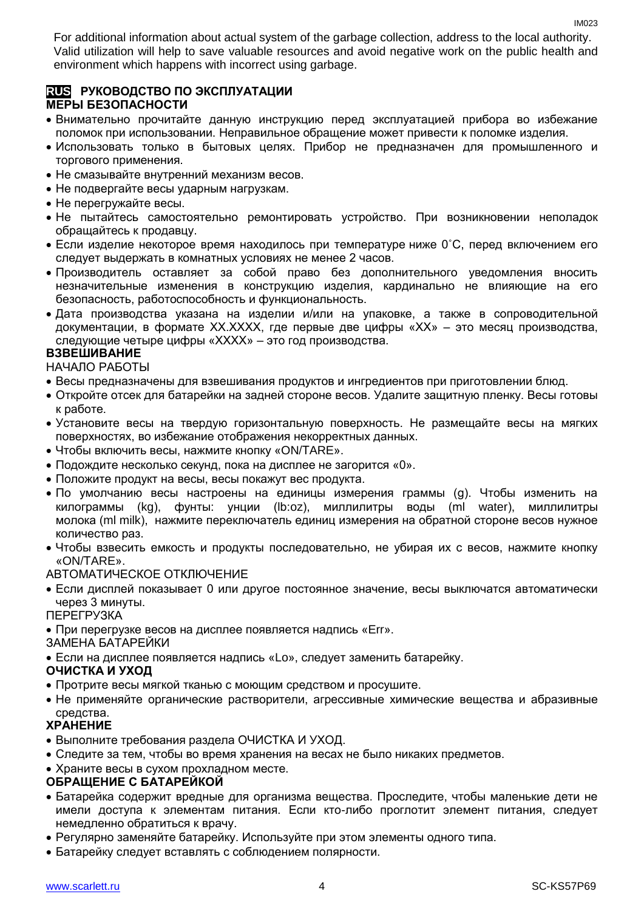For additional information about actual system of the garbage collection, address to the local authority. Valid utilization will help to save valuable resources and avoid negative work on the public health and environment which happens with incorrect using garbage.

## RUS РУКОВОДСТВО ПО ЭКСПЛУАТАЦИИ

### МЕРЫ БЕЗОПАСНОСТИ

- Внимательно прочитайте данную инструкцию перед эксплуатацией прибора во избежание поломок при использовании. Неправильное обращение может привести к поломке изделия.
- Использовать только в бытовых целях. Прибор не предназначен для промышленного и торгового применения.
- Не смазывайте внутренний механизм весов.
- Не подвергайте весы ударным нагрузкам.
- Не перегружайте весы.
- Не пытайтесь самостоятельно ремонтировать устройство. При возникновении неполадок обращайтесь к продавцу.
- Если изделие некоторое время находилось при температуре ниже 0˚С, перед включением его следует выдержать в комнатных условиях не менее 2 часов.
- Производитель оставляет за собой право без дополнительного уведомления вносить незначительные изменения в конструкцию изделия, кардинально не влияющие на его безопасность, работоспособность и функциональность.
- Дата производства указана на изделии и/или на упаковке, а также в сопроводительной документации, в формате XX.XXXX, где первые две цифры «XX» – это месяц производства, следующие четыре цифры «XXXX» – это год производства.

### ВЗВЕШИВАНИЕ

НАЧАЛО РАБОТЫ

- Весы предназначены для взвешивания продуктов и ингредиентов при приготовлении блюд.
- Откройте отсек для батарейки на задней стороне весов. Удалите защитную пленку. Весы готовы к работе.
- Установите весы на твердую горизонтальную поверхность. Не размещайте весы на мягких поверхностях, во избежание отображения некорректных данных.
- Чтобы включить весы, нажмите кнопку «ON/TARE».
- Подождите несколько секунд, пока на дисплее не загорится «0».
- Положите продукт на весы, весы покажут вес продукта.
- По умолчанию весы настроены на единицы измерения граммы (g). Чтобы изменить на килограммы (kg), фунты: унции (lb:oz), миллилитры воды (ml water), миллилитры молока (ml milk), нажмите переключатель единиц измерения на обратной стороне весов нужное количество раз.
- Чтобы взвесить емкость и продукты последовательно, не убирая их с весов, нажмите кнопку «ON/TARE».

АВТОМАТИЧЕСКОЕ ОТКЛЮЧЕНИЕ

- Если дисплей показывает 0 или другое постоянное значение, весы выключатся автоматически через 3 минуты.

ПЕРЕГРУЗКА

- При перегрузке весов на дисплее появляется надпись «Err».

ЗАМЕНА БАТАРЕЙКИ

- Если на дисплее появляется надпись «Lo», следует заменить батарейку.

### ОЧИСТКА И УХОД

- Протрите весы мягкой тканью с моющим средством и просушите.
- Не применяйте органические растворители, агрессивные химические вещества и абразивные средства.

### ХРАНЕНИЕ

- Выполните требования раздела ОЧИСТКА И УХОД.
- Следите за тем, чтобы во время хранения на весах не было никаких предметов.
- Храните весы в сухом прохладном месте.

### ОБРАЩЕНИЕ С БАТАРЕЙКОЙ

- Батарейка содержит вредные для организма вещества. Проследите, чтобы маленькие дети не имели доступа к элементам питания. Если кто-либо проглотит элемент питания, следует немедленно обратиться к врачу.
- Регулярно заменяйте батарейку. Используйте при этом элементы одного типа.
- Батарейку следует вставлять с соблюдением полярности.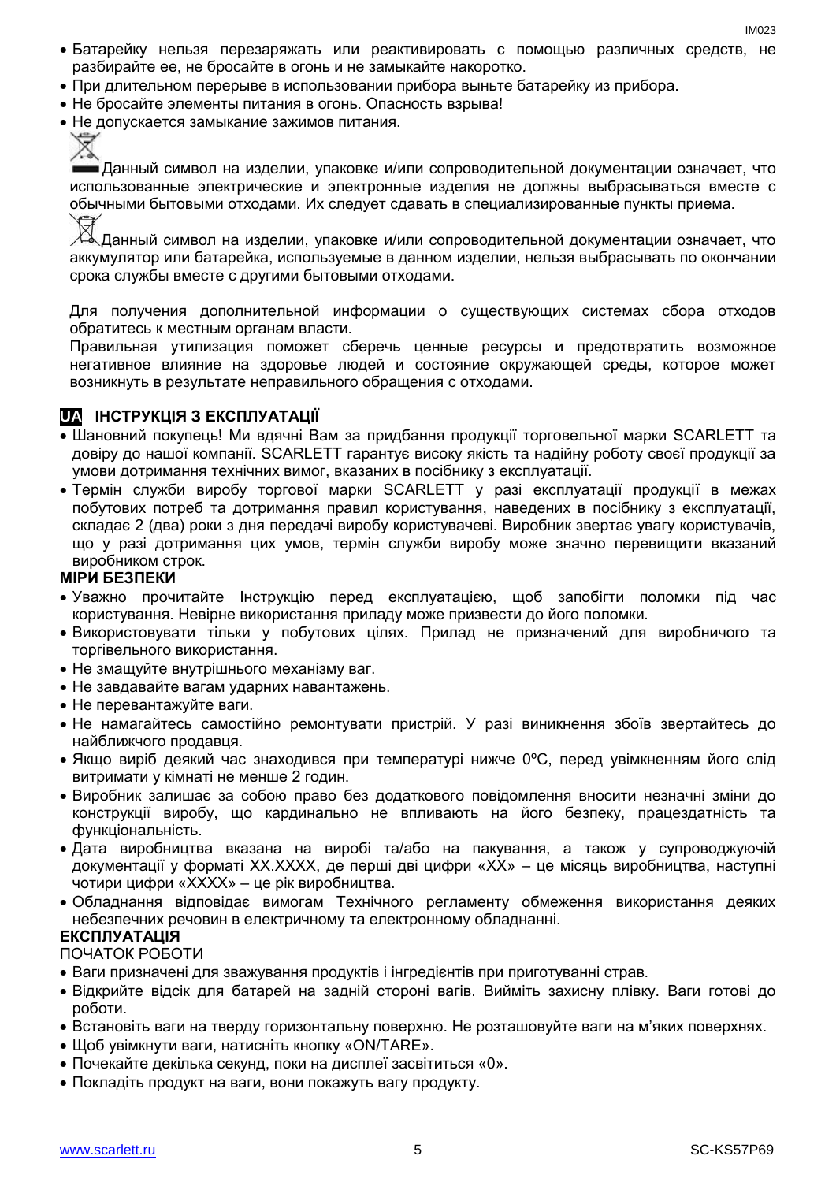- Батарейку нельзя перезаряжать или реактивировать с помощью различных средств, не разбирайте ее, не бросайте в огонь и не замыкайте накоротко.
- При длительном перерыве в использовании прибора выньте батарейку из прибора.
- Не бросайте элементы питания в огонь. Опасность взрыва!
- Не допускается замыкание зажимов питания.

Данный символ на изделии, упаковке и/или сопроводительной документации означает, что использованные электрические и электронные изделия не должны выбрасываться вместе с обычными бытовыми отходами. Их следует сдавать в специализированные пункты приема.

Данный символ на изделии, упаковке и/или сопроводительной документации означает, что аккумулятор или батарейка, используемые в данном изделии, нельзя выбрасывать по окончании срока службы вместе с другими бытовыми отходами.

Для получения дополнительной информации о существующих системах сбора отходов обратитесь к местным органам власти.

Правильная утилизация поможет сберечь ценные ресурсы и предотвратить возможное негативное влияние на здоровье людей и состояние окружающей среды, которое может возникнуть в результате неправильного обращения с отходами.

## UA ІНСТРУКЦІЯ З ЕКСПЛУАТАЦІЇ

- Шановний покупець! Ми вдячні Вам за придбання продукції торговельної марки SCARLETT та довіру до нашої компанії. SCARLETT гарантує високу якість та надійну роботу своєї продукції за умови дотримання технічних вимог, вказаних в посібнику з експлуатації.
- Термін служби виробу торгової марки SCARLETT у разі експлуатації продукції в межах побутових потреб та дотримання правил користування, наведених в посібнику з експлуатації, складає 2 (два) роки з дня передачі виробу користувачеві. Виробник звертає увагу користувачів, що у разі дотримання цих умов, термін служби виробу може значно перевищити вказаний виробником строк.

**МІРИ БЕЗПЕКИ**

- Уважно прочитайте Інструкцію перед експлуатацією, щоб запобігти поломки під час користування. Невірне використання приладу може призвести до його поломки.
- Використовувати тільки у побутових цілях. Прилад не призначений для виробничого та торгівельного використання.
- Не змащуйте внутрішнього механізму ваг.
- Не завдавайте вагам ударних навантажень.
- Не перевантажуйте ваги.
- Не намагайтесь самостійно ремонтувати пристрій. У разі виникнення збоїв звертайтесь до найближчого продавця.
- Якщо виріб деякий час знаходився при температурі нижче 0ºC, перед увімкненням його слід витримати у кімнаті не менше 2 годин.
- Виробник залишає за собою право без додаткового повідомлення вносити незначні зміни до конструкції виробу, що кардинально не впливають на його безпеку, працездатність та функціональність.
- Дата виробництва вказана на виробі та/або на пакування, а також у супроводжуючій документації у форматі XX.XXXX, де перші дві цифри «XX» – це місяць виробництва, наступні чотири цифри «XXXX» – це рік виробництва.
- Обладнання відповідає вимогам Технічного регламенту обмеження використання деяких небезпечних речовин в електричному та електронному обладнанні.

**ЕКСПЛУАТАЦІЯ**

ПОЧАТОК РОБОТИ

- Ваги призначені для зважування продуктів і інгредієнтів при приготуванні страв.
- Відкрийте відсік для батарей на задній стороні вагів. Вийміть захисну плівку. Ваги готові до роботи.
- Встановіть ваги на тверду горизонтальну поверхню. Не розташовуйте ваги на м'яких поверхнях.
- Щоб увімкнути ваги, натисніть кнопку «ON/TARE».
- Почекайте декілька секунд, поки на дисплеї засвітиться «0».
- Покладіть продукт на ваги, вони покажуть вагу продукту.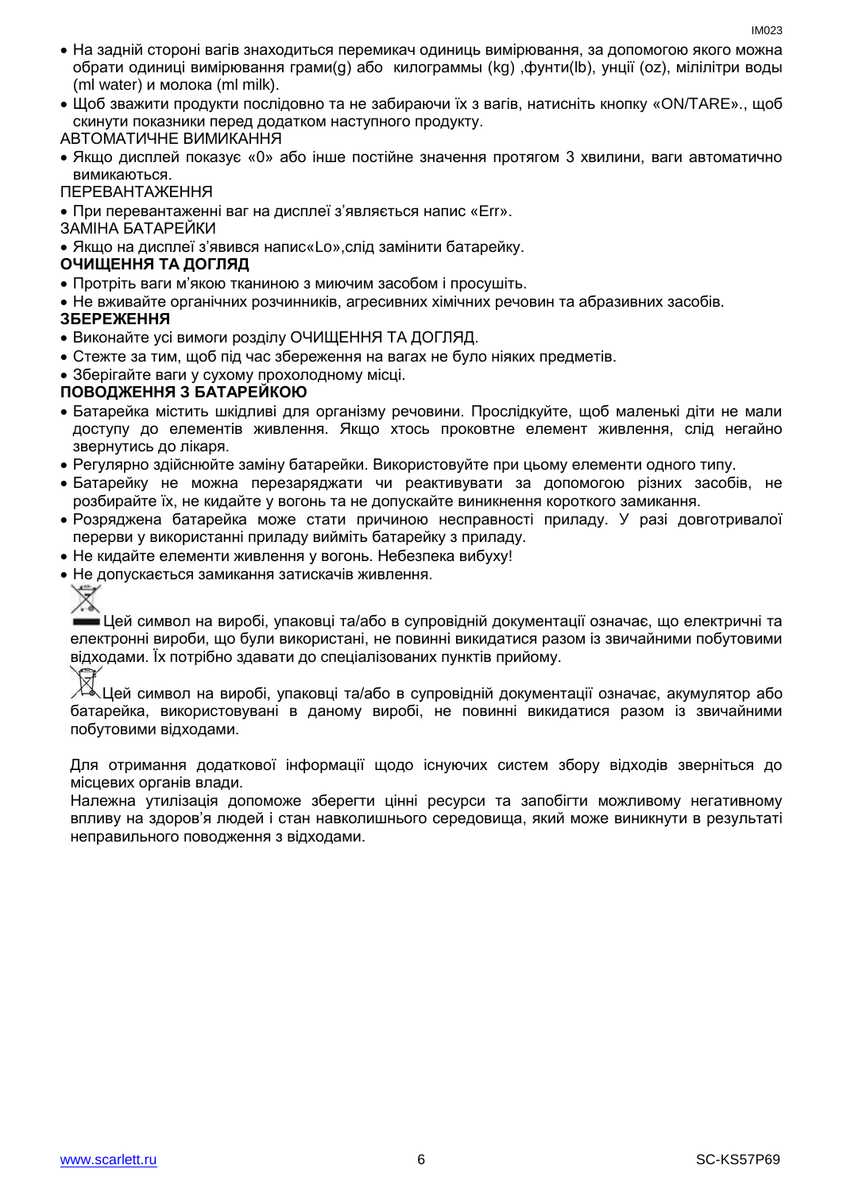- На задній стороні вагів знаходиться перемикач одиниць вимірювання, за допомогою якого можна обрати одиниці вимірювання грами(g) або килограммы (kg) ,фунти(lb), унції (oz), мілілітри воды (ml water) и молока (ml milk).
- Щоб зважити продукти послідовно та не забираючи їх з вагів, натисніть кнопку «ON/TARE»., щоб скинути показники перед додатком наступного продукту.

АВТОМАТИЧНЕ ВИМИКАННЯ

- Якщо дисплей показує «0» або інше постійне значення протягом 3 хвилини, ваги автоматично вимикаються.

ПЕРЕВАНТАЖЕННЯ

- При перевантаженні ваг на дисплеї з'являється напис «Err».

ЗАМІНА БАТАРЕЙКИ

- Якщо на дисплеї з'явився напис«Lo»,слід замінити батарейку.

**ОЧИЩЕННЯ ТА ДОГЛЯД**

- Протріть ваги м'якою тканиною з миючим засобом і просушіть.
- Не вживайте органічних розчинників, агресивних хімічних речовин та абразивних засобів.

**ЗБЕРЕЖЕННЯ**

- Виконайте усі вимоги розділу ОЧИЩЕННЯ ТА ДОГЛЯД.
- Стежте за тим, щоб під час збереження на вагах не було ніяких предметів.
- Зберігайте ваги у сухому прохолодному місці.

**ПОВОДЖЕННЯ З БАТАРЕЙКОЮ**

- Батарейка містить шкідливі для організму речовини. Прослідкуйте, щоб маленькі діти не мали доступу до елементів живлення. Якщо хтось проковтне елемент живлення, слід негайно звернутись до лікаря.
- Регулярно здійснюйте заміну батарейки. Використовуйте при цьому елементи одного типу.
- Батарейку не можна перезаряджати чи реактивувати за допомогою різних засобів, не розбирайте їх, не кидайте у вогонь та не допускайте виникнення короткого замикання.
- Розряджена батарейка може стати причиною несправності приладу. У разі довготривалої перерви у використанні приладу вийміть батарейку з приладу.
- Не кидайте елементи живлення у вогонь. Небезпека вибуху!
- Не допускається замикання затискачів живлення.

Цей символ на виробі, упаковці та/або в супровідній документації означає, що електричні та електронні вироби, що були використані, не повинні викидатися разом із звичайними побутовими відходами. Їх потрібно здавати до спеціалізованих пунктів прийому.

Цей символ на виробі, упаковці та/або в супровідній документації означає, акумулятор або батарейка, використовувані в даному виробі, не повинні викидатися разом із звичайними побутовими відходами.

Для отримання додаткової інформації щодо існуючих систем збору відходів зверніться до місцевих органів влади.

Належна утилізація допоможе зберегти цінні ресурси та запобігти можливому негативному впливу на здоров'я людей і стан навколишнього середовища, який може виникнути в результаті неправильного поводження з відходами.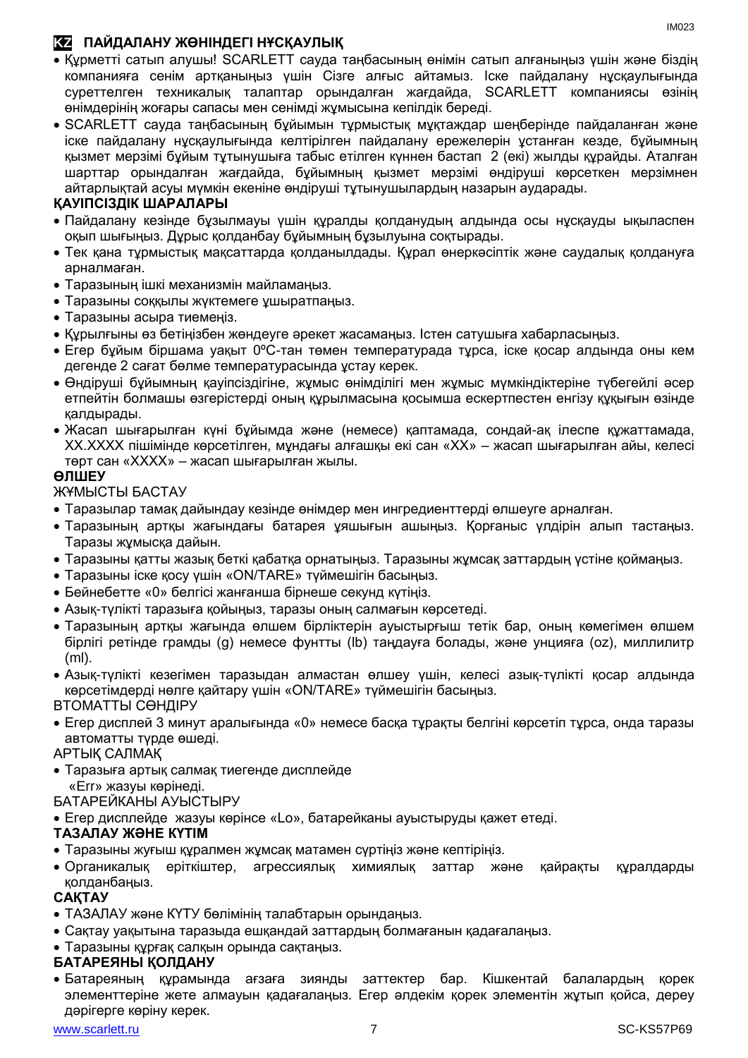## KZ ПАЙДАЛАНУ ЖӨНІНДЕГІ НҰСҚАУЛЫҚ

- Құрметті сатып алушы! SCARLETT сауда таңбасының өнімін сатып алғаныңыз үшін және біздің компанияға сенім артқаныңыз үшін Сізге алғыс айтамыз. Іске пайдалану нұсқаулығында суреттелген техникалық талаптар орындалған жағдайда, SCARLETT компаниясы өзінің өнімдерінің жоғары сапасы мен сенімді жұмысына кепілдік береді.
- SCARLETT сауда таңбасының бұйымын тұрмыстық мұқтаждар шеңберінде пайдаланған және іске пайдалану нұсқаулығында келтірілген пайдалану ережелерін ұстанған кезде, бұйымның қызмет мерзімі бұйым тұтынушыға табыс етілген күннен бастап 2 (екі) жылды құрайды. Аталған шарттар орындалған жағдайда, бұйымның қызмет мерзімі өндіруші көрсеткен мерзімнен айтарлықтай асуы мүмкін екеніне өндіруші тұтынушылардың назарын аударады.

**ҚАУІПСІЗДІК ШАРАЛАРЫ**

- Пайдалану кезінде бұзылмауы үшін құралды қолданудың алдында осы нұсқауды ықыласпен оқып шығыңыз. Дұрыс қолданбау бұйымның бұзылуына соқтырады.
- Тек қана тұрмыстық мақсаттарда қолданылдады. Құрал өнеркәсіптік және саудалық қолдануға арналмаған.
- Таразының ішкі механизмін майламаңыз.
- Таразыны соққылы жүктемеге ұшыратпаңыз.
- Таразыны асыра тиемеңіз.
- Құрылғыны өз бетіңізбен жөндеуге әрекет жасамаңыз. Істен сатушыға хабарласыңыз.
- Егер бұйым біршама уақыт 0ºC-тан төмен температурада тұрса, іске қосар алдында оны кем дегенде 2 сағат бөлме температурасында ұстау керек.
- Өндіруші бұйымның қауіпсіздігіне, жұмыс өнімділігі мен жұмыс мүмкіндіктеріне түбегейлі әсер етпейтін болмашы өзгерістерді оның құрылмасына қосымша ескертпестен енгізу құқығын өзінде қалдырады.
- Жасап шығарылған күні бұйымда және (немесе) қаптамада, сондай-ақ ілеспе құжаттамада, XX.XXXX пішімінде көрсетілген, мұндағы алғашқы екі сан «XX» – жасап шығарылған айы, келесі төрт сан «XXXX» – жасап шығарылған жылы.

**ӨЛШЕУ**

ЖҰМЫСТЫ БАСТАУ

- Таразылар тамақ дайындау кезінде өнімдер мен ингредиенттерді өлшеуге арналған.
- Таразының артқы жағындағы батарея ұяшығын ашыңыз. Қорғаныс үлдірін алып тастаңыз. Таразы жұмысқа дайын.
- Таразыны қатты жазық беткі қабатқа орнатыңыз. Таразыны жұмсақ заттардың үстіне қоймаңыз.
- Таразыны іске қосу үшін «ON/TARE» түймешігін басыңыз.
- Бейнебетте «0» белгісі жанғанша бірнеше секунд күтіңіз.
- Азық-түлікті таразыға қойыңыз, таразы оның салмағын көрсетеді.
- Таразының артқы жағында өлшем бірліктерін ауыстырғыш тетік бар, оның көмегімен өлшем бірлігі ретінде грамды (g) немесе фунтты (lb) таңдауға болады, және унцияға (oz), миллилитр (ml).
- Азық-түлікті кезегімен таразыдан алмастан өлшеу үшін, келесі азық-түлікті қосар алдында көрсетімдерді нөлге қайтару үшін «ON/TARE» түймешігін басыңыз.

ВТОМАТТЫ СӨНДІРУ

- Егер дисплей 3 минут аралығында «0» немесе басқа тұрақты белгіні көрсетіп тұрса, онда таразы автоматты түрде өшеді.

АРТЫҚ САЛМАҚ

- Таразыға артық салмақ тиегенде дисплейде «Err» жазуы көрінеді.

БАТАРЕЙКАНЫ АУЫСТЫРУ

- Егер дисплейде жазуы көрінсе «Lo», батарейканы ауыстыруды қажет етеді.

**ТАЗАЛАУ ЖӘНЕ КҮТІМ**

- Таразыны жуғыш құралмен жұмсақ матамен сүртіңіз және кептіріңіз.
- Органикалық еріткіштер, агрессиялық химиялық заттар және қайрақты құралдарды қолданбаңыз.

**САҚТАУ**

- ТАЗАЛАУ және КҮТУ бөлімінің талабтарын орындаңыз.
- Сақтау уақытына таразыда ешқандай заттардың болмағанын қадағалаңыз.
- Таразыны құрғақ салқын орында сақтаңыз.

**БАТАРЕЯНЫ ҚОЛДАНУ**

- Батареяның құрамында ағзаға зиянды заттектер бар. Кішкентай балалардың қорек элементтеріне жете алмауын қадағалаңыз. Егер әлдекім қорек элементін жұтып қойса, дереу дәрігерге көріну керек.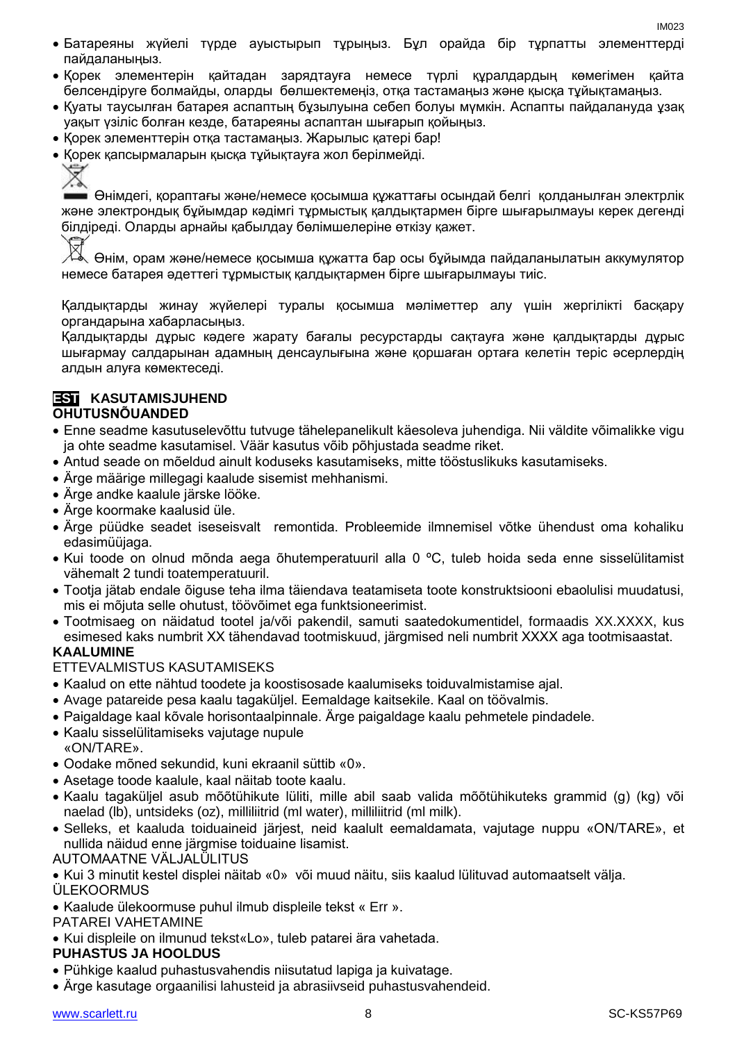- Батареяны жүйелі түрде ауыстырып тұрыңыз. Бұл орайда бір тұрпатты элементтерді пайдаланыңыз.
- Қорек элементерін қайтадан зарядтауға немесе түрлі құралдардың көмегімен қайта белсендіруге болмайды, оларды бөлшектемеңіз, отқа тастамаңыз және қысқа тұйықтамаңыз.
- Қуаты таусылған батарея аспаптың бұзылуына себеп болуы мүмкін. Аспапты пайдалануда ұзақ уақыт үзіліс болған кезде, батареяны аспаптан шығарып қойыңыз.
- Қорек элементтерін отқа тастамаңыз. Жарылыс қатері бар!
- Қорек қапсырмаларын қысқа тұйықтауға жол берілмейді.

Өнімдегі, қораптағы және/немесе қосымша құжаттағы осындай белгі қолданылған электрлік және электрондық бұйымдар кәдімгі тұрмыстық қалдықтармен бірге шығарылмауы керек дегенді білдіреді. Оларды арнайы қабылдау бөлімшелеріне өткізу қажет.

Өнім, орам және/немесе қосымша құжатта бар осы бұйымда пайдаланылатын аккумулятор немесе батарея әдеттегі тұрмыстық қалдықтармен бірге шығарылмауы тиіс.

Қалдықтарды жинау жүйелері туралы қосымша мәліметтер алу үшін жергілікті басқару органдарына хабарласыңыз.
Қалдықтарды дұрыс кәдеге жарату бағалы ресурстарды сақтауға және қалдықтарды дұрыс шығармау салдарынан адамның денсаулығына және қоршаған ортаға келетін теріс әсерлердің алдын алуға көмектеседі.

## EST KASUTAMISJUHEND

**OHUTUSNÕUANDED**

- Enne seadme kasutuselevõttu tutvuge tähelepanelikult käesoleva juhendiga. Nii väldite võimalikke vigu ja ohte seadme kasutamisel. Väär kasutus võib põhjustada seadme riket.
- Antud seade on mõeldud ainult koduseks kasutamiseks, mitte tööstuslikuks kasutamiseks.
- Ärge määrige millegagi kaalude sisemist mehhanismi.
- Ärge andke kaalule järske lööke.
- Ärge koormake kaalusid üle.
- Ärge püüdke seadet iseseisvalt remontida. Probleemide ilmnemisel võtke ühendust oma kohaliku edasimüüjaga.
- Kui toode on olnud mõnda aega õhutemperatuuril alla 0 ºC, tuleb hoida seda enne sisselülitamist vähemalt 2 tundi toatemperatuuril.
- Tootja jätab endale õiguse teha ilma täiendava teatamiseta toote konstruktsiooni ebaolulisi muudatusi, mis ei mõjuta selle ohutust, töövõimet ega funktsioneerimist.
- Tootmisaeg on näidatud tootel ja/või pakendil, samuti saatedokumentidel, formaadis XX.XXXX, kus esimesed kaks numbrit XX tähendavad tootmiskuud, järgmised neli numbrit XXXX aga tootmisaastat.

**KAALUMINE**

ETTEVALMISTUS KASUTAMISEKS

- Kaalud on ette nähtud toodete ja koostisosade kaalumiseks toiduvalmistamise ajal.
- Avage patareide pesa kaalu tagaküljel. Eemaldage kaitsekile. Kaal on töövalmis.
- Paigaldage kaal kõvale horisontaalpinnale. Ärge paigaldage kaalu pehmetele pindadele.
- Kaalu sisselülitamiseks vajutage nupule «ON/TARE».
- Oodake mõned sekundid, kuni ekraanil süttib «0».
- Asetage toode kaalule, kaal näitab toote kaalu.
- Kaalu tagaküljel asub mõõtühikute lüliti, mille abil saab valida mõõtühikuteks grammid (g) (kg) või naelad (lb), untsideks (oz), milliliitrid (ml water), milliliitrid (ml milk).
- Selleks, et kaaluda toiduaineid järjest, neid kaalult eemaldamata, vajutage nuppu «ON/TARE», et nullida näidud enne järgmise toiduaine lisamist.

AUTOMAATNE VÄLJALÜLITUS

- Kui 3 minutit kestel displei näitab «0» või muud näitu, siis kaalud lülituvad automaatselt välja.

ÜLEKOORMUS

- Kaalude ülekoormuse puhul ilmub displeile tekst « Err ».

PATAREI VAHETAMINE

- Kui displeile on ilmunud tekst«Lo», tuleb patarei ära vahetada.

**PUHASTUS JA HOOLDUS**

- Pühkige kaalud puhastusvahendis niisutatud lapiga ja kuivatage.
- Ärge kasutage orgaanilisi lahusteid ja abrasiivseid puhastusvahendeid.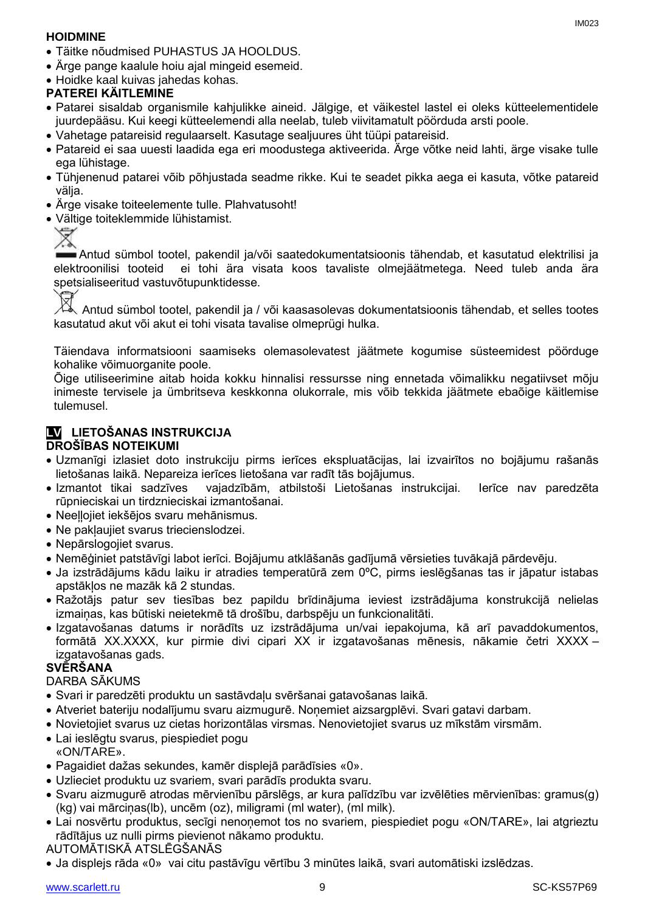**HOIDMINE**

- Täitke nõudmised PUHASTUS JA HOOLDUS.
- Ärge pange kaalule hoiu ajal mingeid esemeid.
- Hoidke kaal kuivas jahedas kohas.

**PATEREI KÄITLEMINE**

- Patarei sisaldab organismile kahjulikke aineid. Jälgige, et väikestel lastel ei oleks kütteelementidele juurdepääsu. Kui keegi kütteelemendi alla neelab, tuleb viivitamatult pöörduda arsti poole.
- Vahetage patareisid regulaarselt. Kasutage sealjuures üht tüüpi patareisid.
- Patareid ei saa uuesti laadida ega eri moodustega aktiveerida. Ärge võtke neid lahti, ärge visake tulle ega lühistage.
- Tühjenenud patarei võib põhjustada seadme rikke. Kui te seadet pikka aega ei kasuta, võtke patareid välja.
- Ärge visake toiteelemente tulle. Plahvatusoht!
- Vältige toiteklemmide lühistamist.

Antud sümbol tootel, pakendil ja/või saatedokumentatsioonis tähendab, et kasutatud elektrilisi ja elektroonilisi tooteid ei tohi ära visata koos tavaliste olmejäätmetega. Need tuleb anda ära spetsialiseeritud vastuvõtupunktidesse.

Antud sümbol tootel, pakendil ja / või kaasasolevas dokumentatsioonis tähendab, et selles tootes kasutatud akut või akut ei tohi visata tavalise olmeprügi hulka.

Täiendava informatsiooni saamiseks olemasolevatest jäätmete kogumise süsteemidest pöörduge kohalike võimuorganite poole.
Õige utiliseerimine aitab hoida kokku hinnalisi ressursse ning ennetada võimalikku negatiivset mõju inimeste tervisele ja ümbritseva keskkonna olukorrale, mis võib tekkida jäätmete ebaõige käitlemise tulemusel.

## LV LIETOŠANAS INSTRUKCIJA

**DROŠĪBAS NOTEIKUMI**

- Uzmanīgi izlasiet doto instrukciju pirms ierīces ekspluatācijas, lai izvairītos no bojājumu rašanās lietošanas laikā. Nepareiza ierīces lietošana var radīt tās bojājumus.
- Izmantot tikai sadzīves vajadzībām, atbilstoši Lietošanas instrukcijai. Ierīce nav paredzēta rūpnieciskai un tirdznieciskai izmantošanai.
- Neeļļojiet iekšējos svaru mehānismus.
- Ne pakļaujiet svarus triecienslodzei.
- Nepārslogojiet svarus.
- Nemēģiniet patstāvīgi labot ierīci. Bojājumu atklāšanās gadījumā vērsieties tuvākajā pārdevēju.
- Ja izstrādājums kādu laiku ir atradies temperatūrā zem 0ºC, pirms ieslēgšanas tas ir jāpatur istabas apstākļos ne mazāk kā 2 stundas.
- Ražotājs patur sev tiesības bez papildu brīdinājuma ieviest izstrādājuma konstrukcijā nelielas izmaiņas, kas būtiski neietekmē tā drošību, darbspēju un funkcionalitāti.
- Izgatavošanas datums ir norādīts uz izstrādājuma un/vai iepakojuma, kā arī pavaddokumentos, formātā XX.XXXX, kur pirmie divi cipari XX ir izgatavošanas mēnesis, nākamie četri XXXX – izgatavošanas gads.

**SVĒRŠANA**

DARBA SĀKUMS

- Svari ir paredzēti produktu un sastāvdaļu svēršanai gatavošanas laikā.
- Atveriet bateriju nodalījumu svaru aizmugurē. Noņemiet aizsargplēvi. Svari gatavi darbam.
- Novietojiet svarus uz cietas horizontālas virsmas. Nenovietojiet svarus uz mīkstām virsmām.
- Lai ieslēgtu svarus, piespiediet pogu «ON/TARE».
- Pagaidiet dažas sekundes, kamēr displejā parādīsies «0».
- Uzlieciet produktu uz svariem, svari parādīs produkta svaru.
- Svaru aizmugurē atrodas mērvienību pārslēgs, ar kura palīdzību var izvēlēties mērvienības: gramus(g) (kg) vai mārciņas(lb), uncēm (oz), miligrami (ml water), (ml milk).
- Lai nosvērtu produktus, secīgi nenoņemot tos no svariem, piespiediet pogu «ON/TARE», lai atgrieztu rādītājus uz nulli pirms pievienot nākamo produktu.

AUTOMĀTISKĀ ATSLĒGŠANĀS

- Ja displejs rāda «0» vai citu pastāvīgu vērtību 3 minūtes laikā, svari automātiski izslēdzas.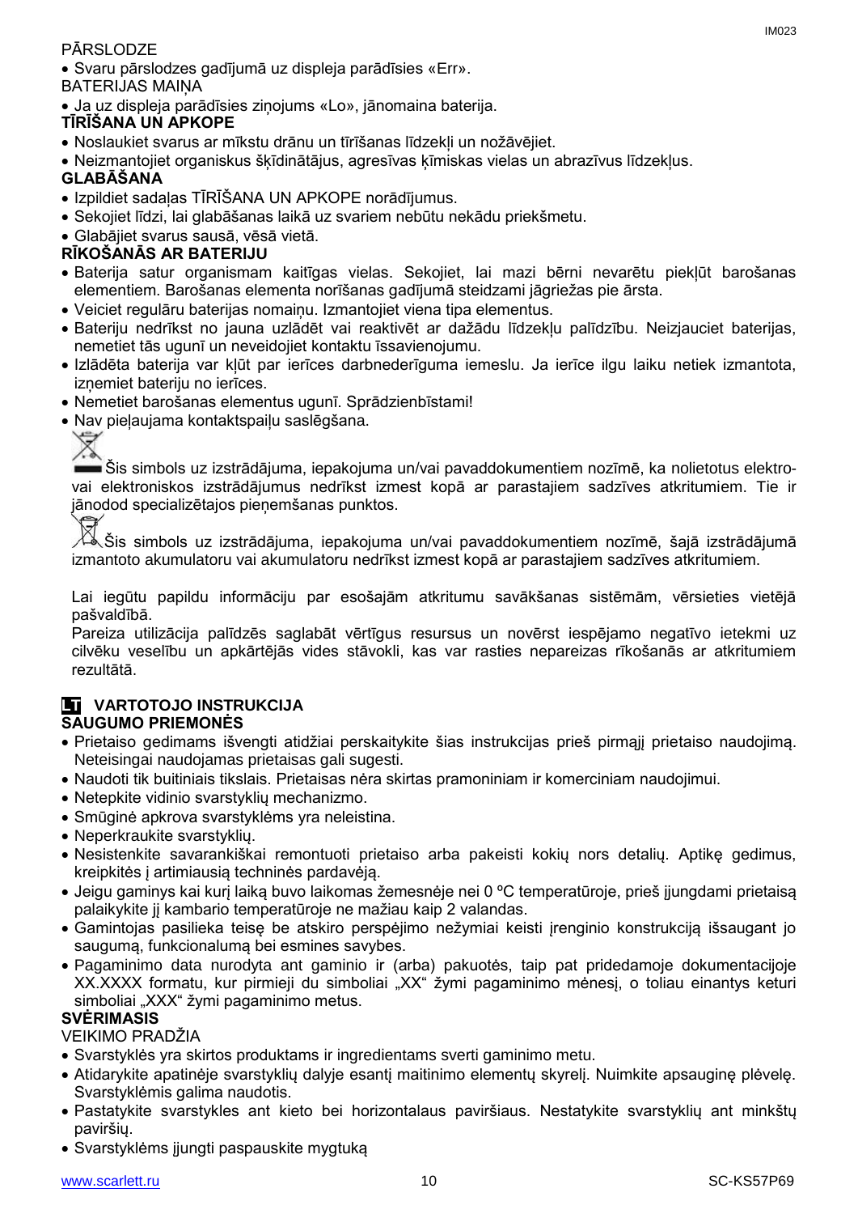PĀRSLODZE

- Svaru pārslodzes gadījumā uz displeja parādīsies «Err».

BATERIJAS MAIŅA

- Ja uz displeja parādīsies ziņojums «Lo», jānomaina baterija.

**TĪRĪŠANA UN APKOPE**

- Noslaukiet svarus ar mīkstu drānu un tīrīšanas līdzekļi un nožāvējiet.
- Neizmantojiet organiskus šķīdinātājus, agresīvas ķīmiskas vielas un abrazīvus līdzekļus.

**GLABĀŠANA**

- Izpildiet sadaļas TĪRĪŠANA UN APKOPE norādījumus.
- Sekojiet līdzi, lai glabāšanas laikā uz svariem nebūtu nekādu priekšmetu.
- Glabājiet svarus sausā, vēsā vietā.

**RĪKOŠANĀS AR BATERIJU**

- Baterija satur organismam kaitīgas vielas. Sekojiet, lai mazi bērni nevarētu piekļūt barošanas elementiem. Barošanas elementa norīšanas gadījumā steidzami jāgriežas pie ārsta.
- Veiciet regulāru baterijas nomaiņu. Izmantojiet viena tipa elementus.
- Bateriju nedrīkst no jauna uzlādēt vai reaktivēt ar dažādu līdzekļu palīdzību. Neizjauciet baterijas, nemetiet tās ugunī un neveidojiet kontaktu īssavienojumu.
- Izlādēta baterija var kļūt par ierīces darbnederīguma iemeslu. Ja ierīce ilgu laiku netiek izmantota, izņemiet bateriju no ierīces.
- Nemetiet barošanas elementus ugunī. Sprādzienbīstami!
- Nav pieļaujama kontaktspaiļu saslēgšana.

Šis simbols uz izstrādājuma, iepakojuma un/vai pavaddokumentiem nozīmē, ka nolietotus elektro- vai elektroniskos izstrādājumus nedrīkst izmest kopā ar parastajiem sadzīves atkritumiem. Tie ir jānodod specializētajos pieņemšanas punktos.

Šis simbols uz izstrādājuma, iepakojuma un/vai pavaddokumentiem nozīmē, šajā izstrādājumā izmantoto akumulatoru vai akumulatoru nedrīkst izmest kopā ar parastajiem sadzīves atkritumiem.

Lai iegūtu papildu informāciju par esošajām atkritumu savākšanas sistēmām, vērsieties vietējā pašvaldībā.
Pareiza utilizācija palīdzēs saglabāt vērtīgus resursus un novērst iespējamo negatīvo ietekmi uz cilvēku veselību un apkārtējās vides stāvokli, kas var rasties nepareizas rīkošanās ar atkritumiem rezultātā.

## LT VARTOTOJO INSTRUKCIJA

**SAUGUMO PRIEMONĖS**

- Prietaiso gedimams išvengti atidžiai perskaitykite šias instrukcijas prieš pirmąjį prietaiso naudojimą. Neteisingai naudojamas prietaisas gali sugesti.
- Naudoti tik buitiniais tikslais. Prietaisas nėra skirtas pramoniniam ir komerciniam naudojimui.
- Netepkite vidinio svarstyklių mechanizmo.
- Smūginė apkrova svarstyklėms yra neleistina.
- Neperkraukite svarstyklių.
- Nesistenkite savarankiškai remontuoti prietaiso arba pakeisti kokių nors detalių. Aptikę gedimus, kreipkitės į artimiausią techninės pardavėją.
- Jeigu gaminys kai kurį laiką buvo laikomas žemesnėje nei 0 ºC temperatūroje, prieš įjungdami prietaisą palaikykite jį kambario temperatūroje ne mažiau kaip 2 valandas.
- Gamintojas pasilieka teisę be atskiro perspėjimo nežymiai keisti įrenginio konstrukciją išsaugant jo saugumą, funkcionalumą bei esmines savybes.
- Pagaminimo data nurodyta ant gaminio ir (arba) pakuotės, taip pat pridedamoje dokumentacijoje XX.XXXX formatu, kur pirmieji du simboliai „XX“ žymi pagaminimo mėnesį, o toliau einantys keturi simboliai „XXX“ žymi pagaminimo metus.

**SVĖRIMASIS**

VEIKIMO PRADŽIA

- Svarstyklės yra skirtos produktams ir ingredientams sverti gaminimo metu.
- Atidarykite apatinėje svarstyklių dalyje esantį maitinimo elementų skyrelį. Nuimkite apsauginę plėvelę. Svarstyklėmis galima naudotis.
- Pastatykite svarstykles ant kieto bei horizontalaus paviršiaus. Nestatykite svarstyklių ant minkštų paviršių.
- Svarstyklėms įjungti paspauskite mygtuką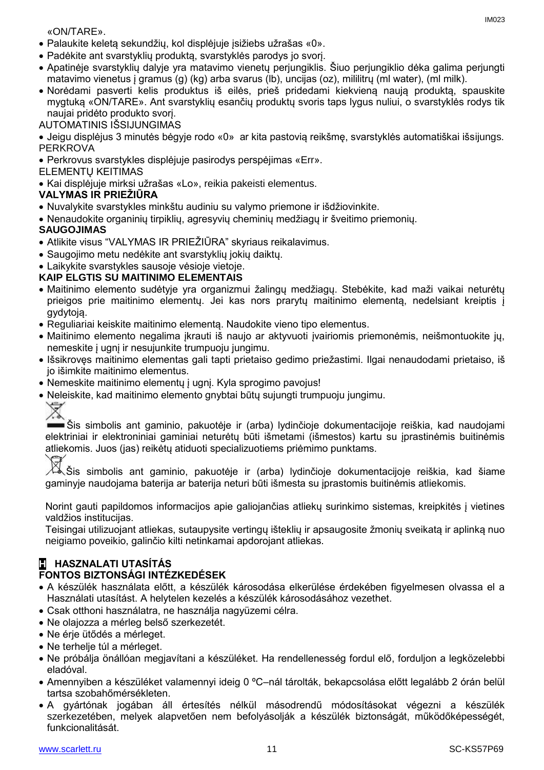«ON/TARE».

- Palaukite keletą sekundžių, kol displėjuje įsižiebs užrašas «0».
- Padėkite ant svarstyklių produktą, svarstyklės parodys jo svorį.
- Apatinėje svarstyklių dalyje yra matavimo vienetų perjungiklis. Šiuo perjungiklio dėka galima perjungti matavimo vienetus į gramus (g) (kg) arba svarus (lb), uncijas (oz), mililitrų (ml water), (ml milk).
- Norėdami pasverti kelis produktus iš eilės, prieš pridedami kiekvieną naują produktą, spauskite mygtuką «ON/TARE». Ant svarstyklių esančių produktų svoris taps lygus nuliui, o svarstyklės rodys tik naujai pridėto produkto svorį.

AUTOMATINIS IŠSIJUNGIMAS

- Jeigu displėjus 3 minutės bėgyje rodo «0» ar kita pastovią reikšmę, svarstyklės automatiškai išsijungs.

PERKROVA

- Perkrovus svarstykles displėjuje pasirodys perspėjimas «Err».

ELEMENTŲ KEITIMAS

- Kai displėjuje mirksi užrašas «Lo», reikia pakeisti elementus.

**VALYMAS IR PRIEŽIŪRA**

- Nuvalykite svarstykles minkštu audiniu su valymo priemone ir išdžiovinkite.
- Nenaudokite organinių tirpiklių, agresyvių cheminių medžiagų ir šveitimo priemonių.

**SAUGOJIMAS**

- Atlikite visus "VALYMAS IR PRIEŽIŪRA" skyriaus reikalavimus.
- Saugojimo metu nedėkite ant svarstyklių jokių daiktų.
- Laikykite svarstykles sausoje vėsioje vietoje.

**KAIP ELGTIS SU MAITINIMO ELEMENTAIS**

- Maitinimo elemento sudėtyje yra organizmui žalingų medžiagų. Stebėkite, kad maži vaikai neturėtų prieigos prie maitinimo elementų. Jei kas nors prarytų maitinimo elementą, nedelsiant kreiptis į gydytoją.
- Reguliariai keiskite maitinimo elementą. Naudokite vieno tipo elementus.
- Maitinimo elemento negalima įkrauti iš naujo ar aktyvuoti įvairiomis priemonėmis, neišmontuokite jų, nemeskite į ugnį ir nesujunkite trumpuoju jungimu.
- Išsikrovęs maitinimo elementas gali tapti prietaiso gedimo priežastimi. Ilgai nenaudodami prietaiso, iš jo išimkite maitinimo elementus.
- Nemeskite maitinimo elementų į ugnį. Kyla sprogimo pavojus!
- Neleiskite, kad maitinimo elemento gnybtai būtų sujungti trumpuoju jungimu.

Šis simbolis ant gaminio, pakuotėje ir (arba) lydinčioje dokumentacijoje reiškia, kad naudojami elektriniai ir elektroniniai gaminiai neturėtų būti išmetami (išmestos) kartu su įprastinėmis buitinėmis atliekomis. Juos (jas) reikėtų atiduoti specializuotiems priėmimo punktams.

Šis simbolis ant gaminio, pakuotėje ir (arba) lydinčioje dokumentacijoje reiškia, kad šiame gaminyje naudojama baterija ar baterija neturi būti išmesta su įprastomis buitinėmis atliekomis.

Norint gauti papildomos informacijos apie galiojančias atliekų surinkimo sistemas, kreipkitės į vietines valdžios institucijas.
Teisingai utilizuojant atliekas, sutaupysite vertingų išteklių ir apsaugosite žmonių sveikatą ir aplinką nuo neigiamo poveikio, galinčio kilti netinkamai apdorojant atliekas.

## H HASZNALATI UTASÍTÁS

**FONTOS BIZTONSÁGI INTÉZKEDÉSEK**

- A készülék használata előtt, a készülék károsodása elkerülése érdekében figyelmesen olvassa el a Használati utasítást. A helytelen kezelés a készülék károsodásához vezethet.
- Csak otthoni használatra, ne használja nagyüzemi célra.
- Ne olajozza a mérleg belső szerkezetét.
- Ne érje ütődés a mérleget.
- Ne terhelje túl a mérleget.
- Ne próbálja önállóan megjavítani a készüléket. Ha rendellenesség fordul elő, forduljon a legközelebbi eladóval.
- Amennyiben a készüléket valamennyi ideig 0 ºC–nál tárolták, bekapcsolása előtt legalább 2 órán belül tartsa szobahőmérsékleten.
- A gyártónak jogában áll értesítés nélkül másodrendű módosításokat végezni a készülék szerkezetében, melyek alapvetően nem befolyásolják a készülék biztonságát, működőképességét, funkcionalitását.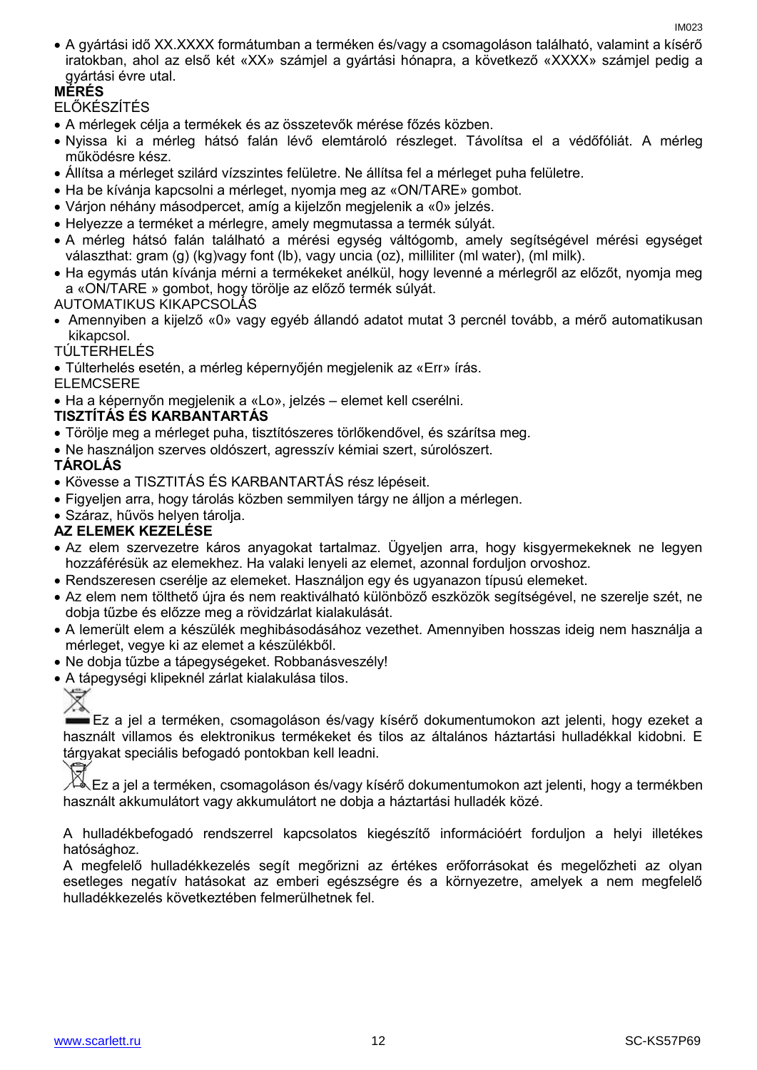- A gyártási idő XX.XXXX formátumban a terméken és/vagy a csomagoláson található, valamint a kísérő iratokban, ahol az első két «XX» számjel a gyártási hónapra, a következő «XXXX» számjel pedig a gyártási évre utal.

**MÉRÉS**

ELŐKÉSZÍTÉS

- A mérlegek célja a termékek és az összetevők mérése főzés közben.
- Nyissa ki a mérleg hátsó falán lévő elemtároló részleget. Távolítsa el a védőfóliát. A mérleg működésre kész.
- Állítsa a mérleget szilárd vízszintes felületre. Ne állítsa fel a mérleget puha felületre.
- Ha be kívánja kapcsolni a mérleget, nyomja meg az «ON/TARE» gombot.
- Várjon néhány másodpercet, amíg a kijelzőn megjelenik a «0» jelzés.
- Helyezze a terméket a mérlegre, amely megmutassa a termék súlyát.
- A mérleg hátsó falán található a mérési egység váltógomb, amely segítségével mérési egységet választhat: gram (g) (kg)vagy font (lb), vagy uncia (oz), milliliter (ml water), (ml milk).
- Ha egymás után kívánja mérni a termékeket anélkül, hogy levenné a mérlegről az előzőt, nyomja meg a «ON/TARE » gombot, hogy törölje az előző termék súlyát.

AUTOMATIKUS KIKAPCSOLÁS

- Amennyiben a kijelző «0» vagy egyéb állandó adatot mutat 3 percnél tovább, a mérő automatikusan kikapcsol.

TÚLTERHELÉS

- Túlterhelés esetén, a mérleg képernyőjén megjelenik az «Err» írás.

ELEMCSERE

- Ha a képernyőn megjelenik a «Lo», jelzés – elemet kell cserélni.

**TISZTÍTÁS ÉS KARBANTARTÁS**

- Törölje meg a mérleget puha, tisztítószeres törlőkendővel, és szárítsa meg.
- Ne használjon szerves oldószert, agresszív kémiai szert, súrolószert.

**TÁROLÁS**

- Kövesse a TISZTITÁS ÉS KARBANTARTÁS rész lépéseit.
- Figyeljen arra, hogy tárolás közben semmilyen tárgy ne álljon a mérlegen.
- Száraz, hűvös helyen tárolja.

**AZ ELEMEK KEZELÉSE**

- Az elem szervezetre káros anyagokat tartalmaz. Ügyeljen arra, hogy kisgyermekeknek ne legyen hozzáférésük az elemekhez. Ha valaki lenyeli az elemet, azonnal forduljon orvoshoz.
- Rendszeresen cserélje az elemeket. Használjon egy és ugyanazon típusú elemeket.
- Az elem nem tölthető újra és nem reaktiválható különböző eszközök segítségével, ne szerelje szét, ne dobja tűzbe és előzze meg a rövidzárlat kialakulását.
- A lemerült elem a készülék meghibásodásához vezethet. Amennyiben hosszas ideig nem használja a mérleget, vegye ki az elemet a készülékből.
- Ne dobja tűzbe a tápegységeket. Robbanásveszély!
- A tápegységi klipeknél zárlat kialakulása tilos.

Ez a jel a terméken, csomagoláson és/vagy kísérő dokumentumokon azt jelenti, hogy ezeket a használt villamos és elektronikus termékeket és tilos az általános háztartási hulladékkal kidobni. E tárgyakat speciális befogadó pontokban kell leadni.

Ez a jel a terméken, csomagoláson és/vagy kísérő dokumentumokon azt jelenti, hogy a termékben használt akkumulátort vagy akkumulátort ne dobja a háztartási hulladék közé.

A hulladékbefogadó rendszerrel kapcsolatos kiegészítő információért forduljon a helyi illetékes hatósághoz.

A megfelelő hulladékkezelés segít megőrizni az értékes erőforrásokat és megelőzheti az olyan esetleges negatív hatásokat az emberi egészségre és a környezetre, amelyek a nem megfelelő hulladékkezelés következtében felmerülhetnek fel.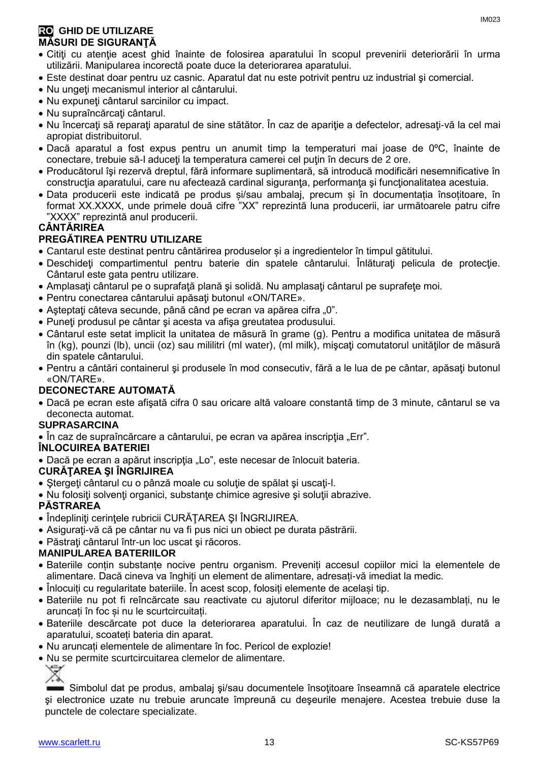## RO GHID DE UTILIZARE

### MĂSURI DE SIGURANŢĂ

- Citiţi cu atenţie acest ghid înainte de folosirea aparatului în scopul prevenirii deteriorării în urma utilizării. Manipularea incorectă poate duce la deteriorarea aparatului.
- Este destinat doar pentru uz casnic. Aparatul dat nu este potrivit pentru uz industrial şi comercial.
- Nu ungeţi mecanismul interior al cântarului.
- Nu expuneţi cântarul sarcinilor cu impact.
- Nu supraîncărcaţi cântarul.
- Nu încercaţi să reparaţi aparatul de sine stătător. În caz de apariţie a defectelor, adresaţi-vă la cel mai apropiat distribuitorul.
- Dacă aparatul a fost expus pentru un anumit timp la temperaturi mai joase de 0ºC, înainte de conectare, trebuie să-l aduceţi la temperatura camerei cel puţin în decurs de 2 ore.
- Producătorul îşi rezervă dreptul, fără informare suplimentară, să introducă modificări nesemnificative în construcţia aparatului, care nu afectează cardinal siguranţa, performanţa şi funcţionalitatea acestuia.
- Data producerii este indicată pe produs și/sau ambalaj, precum și în documentația însoțitoare, în format XX.XXXX, unde primele două cifre "XX" reprezintă luna producerii, iar următoarele patru cifre "XXXX" reprezintă anul producerii.

### CÂNTĂRIREA

### PREGĂTIREA PENTRU UTILIZARE

- Cantarul este destinat pentru cântărirea produselor și a ingredientelor în timpul gătitului.
- Deschideţi compartimentul pentru baterie din spatele cântarului. Înlăturaţi pelicula de protecţie. Cântarul este gata pentru utilizare.
- Amplasaţi cântarul pe o suprafaţă plană şi solidă. Nu amplasaţi cântarul pe suprafeţe moi.
- Pentru conectarea cântarului apăsaţi butonul «ON/TARE».
- Aşteptaţi câteva secunde, până când pe ecran va apărea cifra „0".
- Puneţi produsul pe cântar şi acesta va afişa greutatea produsului.
- Cântarul este setat implicit la unitatea de măsură în grame (g). Pentru a modifica unitatea de măsură în (kg), pounzi (lb), uncii (oz) sau mililitri (ml water), (ml milk), mişcaţi comutatorul unităţilor de măsură din spatele cântarului.
- Pentru a cântări containerul şi produsele în mod consecutiv, fără a le lua de pe cântar, apăsaţi butonul «ON/TARE».

### DECONECTARE AUTOMATĂ

- Dacă pe ecran este afişată cifra 0 sau oricare altă valoare constantă timp de 3 minute, cântarul se va deconecta automat.

### SUPRASARCINA

- În caz de supraîncărcare a cântarului, pe ecran va apărea inscripţia „Err".

### ÎNLOCUIREA BATERIEI

- Dacă pe ecran a apărut inscripţia „Lo", este necesar de înlocuit bateria.

### CURĂŢAREA ŞI ÎNGRIJIREA

- Ştergeţi cântarul cu o pânză moale cu soluţie de spălat şi uscaţi-l.
- Nu folosiţi solvenţi organici, substanţe chimice agresive şi soluţii abrazive.

### PĂSTRAREA

- Îndepliniţi cerinţele rubricii CURĂŢAREA ŞI ÎNGRIJIREA.
- Asiguraţi-vă că pe cântar nu va fi pus nici un obiect pe durata păstrării.
- Păstraţi cântarul într-un loc uscat şi răcoros.

### MANIPULAREA BATERIILOR

- Bateriile conțin substanțe nocive pentru organism. Preveniți accesul copiilor mici la elementele de alimentare. Dacă cineva va înghiți un element de alimentare, adresați-vă imediat la medic.
- Înlocuiți cu regularitate bateriile. În acest scop, folosiți elemente de același tip.
- Bateriile nu pot fi reîncărcate sau reactivate cu ajutorul diferitor mijloace; nu le dezasamblați, nu le aruncați în foc și nu le scurtcircuitați.
- Bateriile descărcate pot duce la deteriorarea aparatului. În caz de neutilizare de lungă durată a aparatului, scoateți bateria din aparat.
- Nu aruncați elementele de alimentare în foc. Pericol de explozie!
- Nu se permite scurtcircuitarea clemelor de alimentare.

Simbolul dat pe produs, ambalaj şi/sau documentele însoţitoare înseamnă că aparatele electrice şi electronice uzate nu trebuie aruncate împreună cu deşeurile menajere. Acestea trebuie duse la punctele de colectare specializate.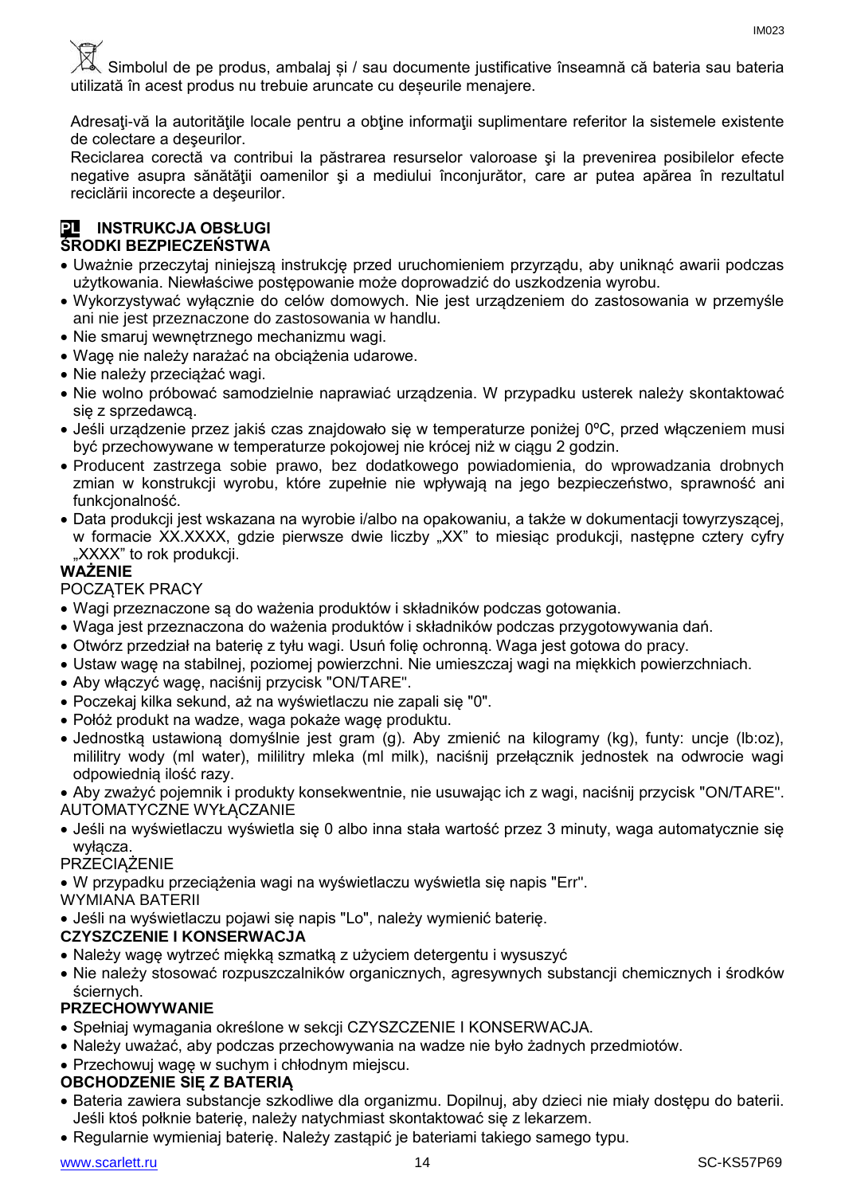Simbolul de pe produs, ambalaj și / sau documente justificative înseamnă că bateria sau bateria utilizată în acest produs nu trebuie aruncate cu deșeurile menajere.

Adresaţi-vă la autorităţile locale pentru a obţine informaţii suplimentare referitor la sistemele existente de colectare a deşeurilor.
Reciclarea corectă va contribui la păstrarea resurselor valoroase şi la prevenirea posibilelor efecte negative asupra sănătăţii oamenilor şi a mediului înconjurător, care ar putea apărea în rezultatul reciclării incorecte a deşeurilor.

**PL INSTRUKCJA OBSŁUGI**
**ŚRODKI BEZPIECZEŃSTWA**

- Uważnie przeczytaj niniejszą instrukcję przed uruchomieniem przyrządu, aby uniknąć awarii podczas użytkowania. Niewłaściwe postępowanie może doprowadzić do uszkodzenia wyrobu.
- Wykorzystywać wyłącznie do celów domowych. Nie jest urządzeniem do zastosowania w przemyśle ani nie jest przeznaczone do zastosowania w handlu.
- Nie smaruj wewnętrznego mechanizmu wagi.
- Wagę nie należy narażać na obciążenia udarowe.
- Nie należy przeciążać wagi.
- Nie wolno próbować samodzielnie naprawiać urządzenia. W przypadku usterek należy skontaktować się z sprzedawcą.
- Jeśli urządzenie przez jakiś czas znajdowało się w temperaturze poniżej 0ºC, przed włączeniem musi być przechowywane w temperaturze pokojowej nie krócej niż w ciągu 2 godzin.
- Producent zastrzega sobie prawo, bez dodatkowego powiadomienia, do wprowadzania drobnych zmian w konstrukcji wyrobu, które zupełnie nie wpływają na jego bezpieczeństwo, sprawność ani funkcjonalność.
- Data produkcji jest wskazana na wyrobie i/albo na opakowaniu, a także w dokumentacji towyrzyszącej, w formacie XX.XXXX, gdzie pierwsze dwie liczby „XX" to miesiąc produkcji, następne cztery cyfry „XXXX" to rok produkcji.

**WAŻENIE**

POCZĄTEK PRACY

- Wagi przeznaczone są do ważenia produktów i składników podczas gotowania.
- Waga jest przeznaczona do ważenia produktów i składników podczas przygotowywania dań.
- Otwórz przedział na baterię z tyłu wagi. Usuń folię ochronną. Waga jest gotowa do pracy.
- Ustaw wagę na stabilnej, poziomej powierzchni. Nie umieszczaj wagi na miękkich powierzchniach.
- Aby włączyć wagę, naciśnij przycisk "ON/TARE".
- Poczekaj kilka sekund, aż na wyświetlaczu nie zapali się "0".
- Połóż produkt na wadze, waga pokaże wagę produktu.
- Jednostką ustawioną domyślnie jest gram (g). Aby zmienić na kilogramy (kg), funty: uncje (lb:oz), mililitry wody (ml water), mililitry mleka (ml milk), naciśnij przełącznik jednostek na odwrocie wagi odpowiednią ilość razy.
- Aby zważyć pojemnik i produkty konsekwentnie, nie usuwając ich z wagi, naciśnij przycisk "ON/TARE".

AUTOMATYCZNE WYŁĄCZANIE

- Jeśli na wyświetlaczu wyświetla się 0 albo inna stała wartość przez 3 minuty, waga automatycznie się wyłącza.

PRZECIĄŻENIE

- W przypadku przeciążenia wagi na wyświetlaczu wyświetla się napis "Err".

WYMIANA BATERII

- Jeśli na wyświetlaczu pojawi się napis "Lo", należy wymienić baterię.

**CZYSZCZENIE I KONSERWACJA**

- Należy wagę wytrzeć miękką szmatką z użyciem detergentu i wysuszyć
- Nie należy stosować rozpuszczalników organicznych, agresywnych substancji chemicznych i środków ściernych.

**PRZECHOWYWANIE**

- Spełniaj wymagania określone w sekcji CZYSZCZENIE I KONSERWACJA.
- Należy uważać, aby podczas przechowywania na wadze nie było żadnych przedmiotów.
- Przechowuj wagę w suchym i chłodnym miejscu.

**OBCHODZENIE SIĘ Z BATERIĄ**

- Bateria zawiera substancje szkodliwe dla organizmu. Dopilnuj, aby dzieci nie miały dostępu do baterii. Jeśli ktoś połknie baterię, należy natychmiast skontaktować się z lekarzem.
- Regularnie wymieniaj baterię. Należy zastąpić je bateriami takiego samego typu.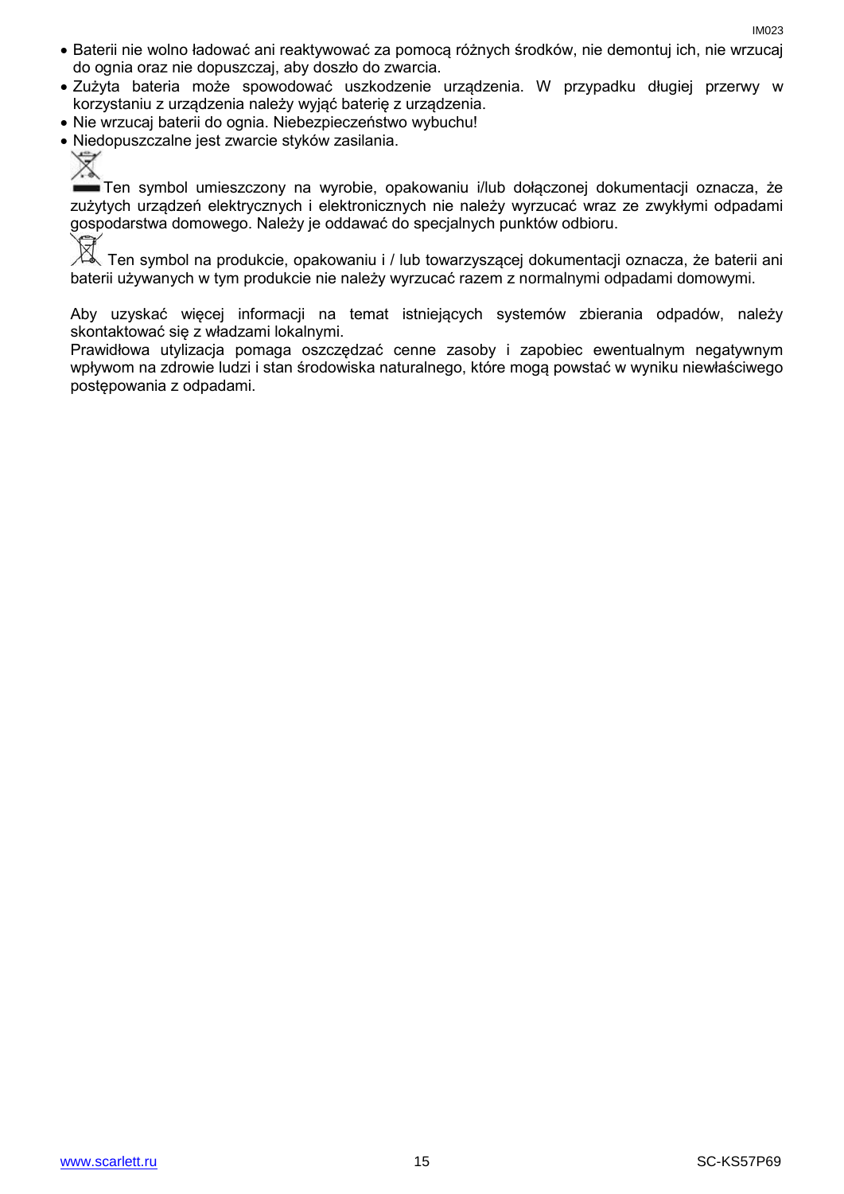- Baterii nie wolno ładować ani reaktywować za pomocą różnych środków, nie demontuj ich, nie wrzucaj do ognia oraz nie dopuszczaj, aby doszło do zwarcia.
- Zużyta bateria może spowodować uszkodzenie urządzenia. W przypadku długiej przerwy w korzystaniu z urządzenia należy wyjąć baterię z urządzenia.
- Nie wrzucaj baterii do ognia. Niebezpieczeństwo wybuchu!
- Niedopuszczalne jest zwarcie styków zasilania.

Ten symbol umieszczony na wyrobie, opakowaniu i/lub dołączonej dokumentacji oznacza, że zużytych urządzeń elektrycznych i elektronicznych nie należy wyrzucać wraz ze zwykłymi odpadami gospodarstwa domowego. Należy je oddawać do specjalnych punktów odbioru.

Ten symbol na produkcie, opakowaniu i / lub towarzyszącej dokumentacji oznacza, że baterii ani baterii używanych w tym produkcie nie należy wyrzucać razem z normalnymi odpadami domowymi.

Aby uzyskać więcej informacji na temat istniejących systemów zbierania odpadów, należy skontaktować się z władzami lokalnymi.
Prawidłowa utylizacja pomaga oszczędzać cenne zasoby i zapobiec ewentualnym negatywnym wpływom na zdrowie ludzi i stan środowiska naturalnego, które mogą powstać w wyniku niewłaściwego postępowania z odpadami.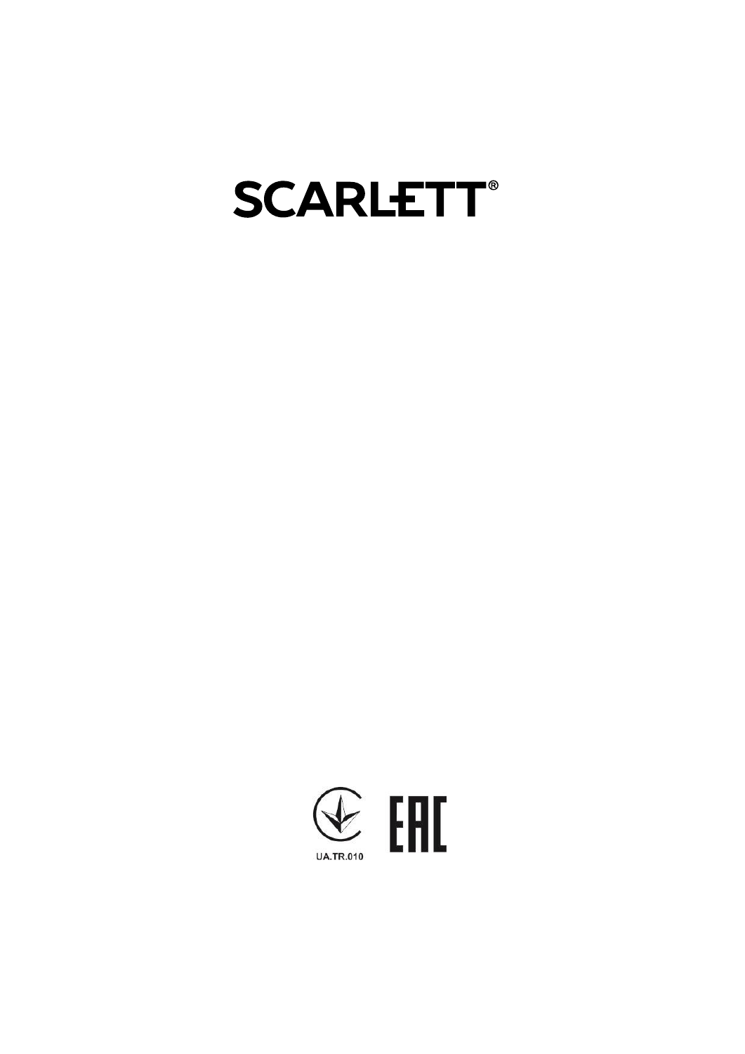SCARLETT®

UA.TR.010

EAC